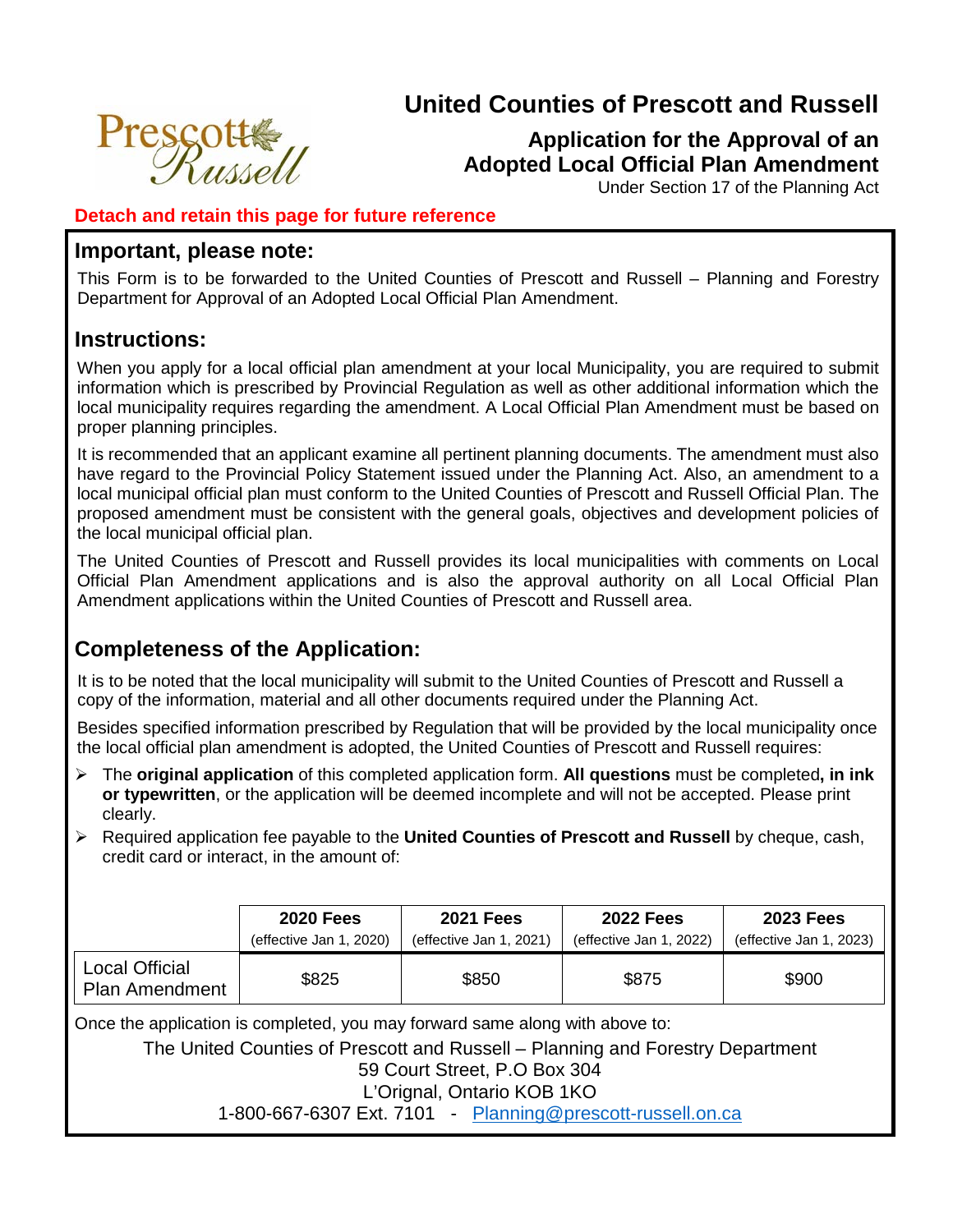# United Counties of Prescott and Russell

## Application for the Approval of an Adopted Local Official Plan Amendment

Under Section 17 of the Planning Act

**Detach and retain this page for future reference**

## Important, please note:

This Form is to be forwarded to the United Counties of Prescott and Russell – Planning and Forestry Department for Approval of an Adopted Local Official Plan Amendment.

## Instructions:

When you apply for a local official plan amendment at your local Municipality, you are required to submit information which is prescribed by Provincial Regulation as well as other additional information which the local municipality requires regarding the amendment. A Local Official Plan Amendment must be based on proper planning principles.

It is recommended that an applicant examine all pertinent planning documents. The amendment must also have regard to the Provincial Policy Statement issued under the Planning Act. Also, an amendment to a local municipal official plan must conform to the United Counties of Prescott and Russell Official Plan. The proposed amendment must be consistent with the general goals, objectives and development policies of the local municipal official plan.

The United Counties of Prescott and Russell provides its local municipalities with comments on Local Official Plan Amendment applications and is also the approval authority on all Local Official Plan Amendment applications within the United Counties of Prescott and Russell area.

## Completeness of the Application:

It is to be noted that the local municipality will submit to the United Counties of Prescott and Russell a copy of the information, material and all other documents required under the Planning Act.

Besides specified information prescribed by Regulation that will be provided by the local municipality once the local official plan amendment is adopted, the United Counties of Prescott and Russell requires:

- The **original application** of this completed application form. **All questions** must be completed**, in ink or typewritten**, or the application will be deemed incomplete and will not be accepted. Please print clearly.
- Required application fee payable to the **United Counties of Prescott and Russell** by cheque, cash, credit card or interact, in the amount of:

| | 2020 Fees (effective Jan 1, 2020) | 2021 Fees (effective Jan 1, 2021) | 2022 Fees (effective Jan 1, 2022) | 2023 Fees (effective Jan 1, 2023) |
|---|---|---|---|---|
| Local Official Plan Amendment | $825 | $850 | $875 | $900 |

Once the application is completed, you may forward same along with above to:

The United Counties of Prescott and Russell – Planning and Forestry Department
59 Court Street, P.O Box 304
L'Orignal, Ontario KOB 1KO
1-800-667-6307 Ext. 7101 - Planning@prescott-russell.on.ca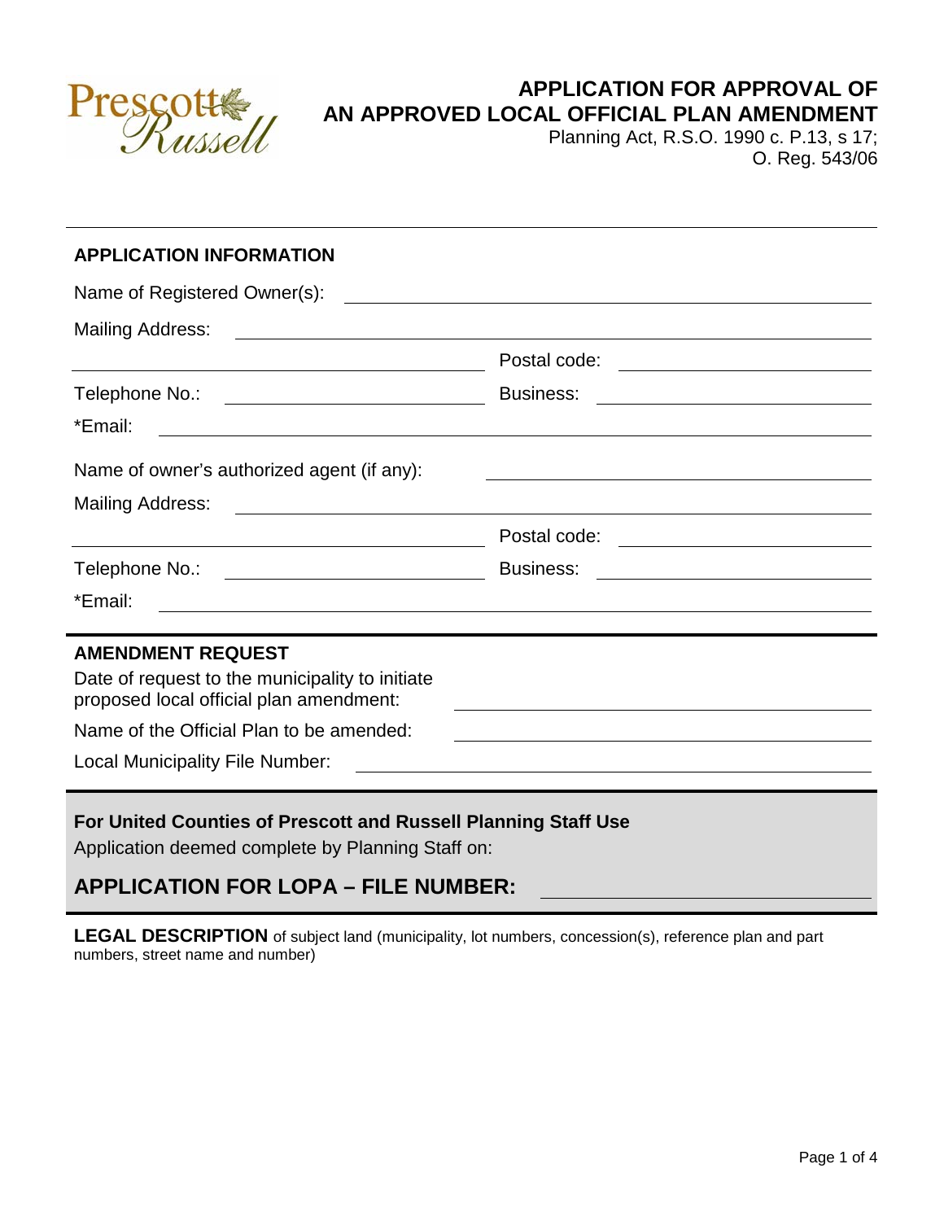# APPLICATION FOR APPROVAL OF AN APPROVED LOCAL OFFICIAL PLAN AMENDMENT

Planning Act, R.S.O. 1990 c. P.13, s 17;
O. Reg. 543/06

## APPLICATION INFORMATION

Name of Registered Owner(s): ____________________

Mailing Address: ____________________

____________________ Postal code: ____________________

Telephone No.: ____________________ Business: ____________________

*Email: ____________________

Name of owner's authorized agent (if any): ____________________

Mailing Address: ____________________

____________________ Postal code: ____________________

Telephone No.: ____________________ Business: ____________________

*Email: ____________________

## AMENDMENT REQUEST

Date of request to the municipality to initiate proposed local official plan amendment: ____________________

Name of the Official Plan to be amended: ____________________

Local Municipality File Number: ____________________

**For United Counties of Prescott and Russell Planning Staff Use**

Application deemed complete by Planning Staff on:

## APPLICATION FOR LOPA – FILE NUMBER: ____________________

**LEGAL DESCRIPTION** of subject land (municipality, lot numbers, concession(s), reference plan and part numbers, street name and number)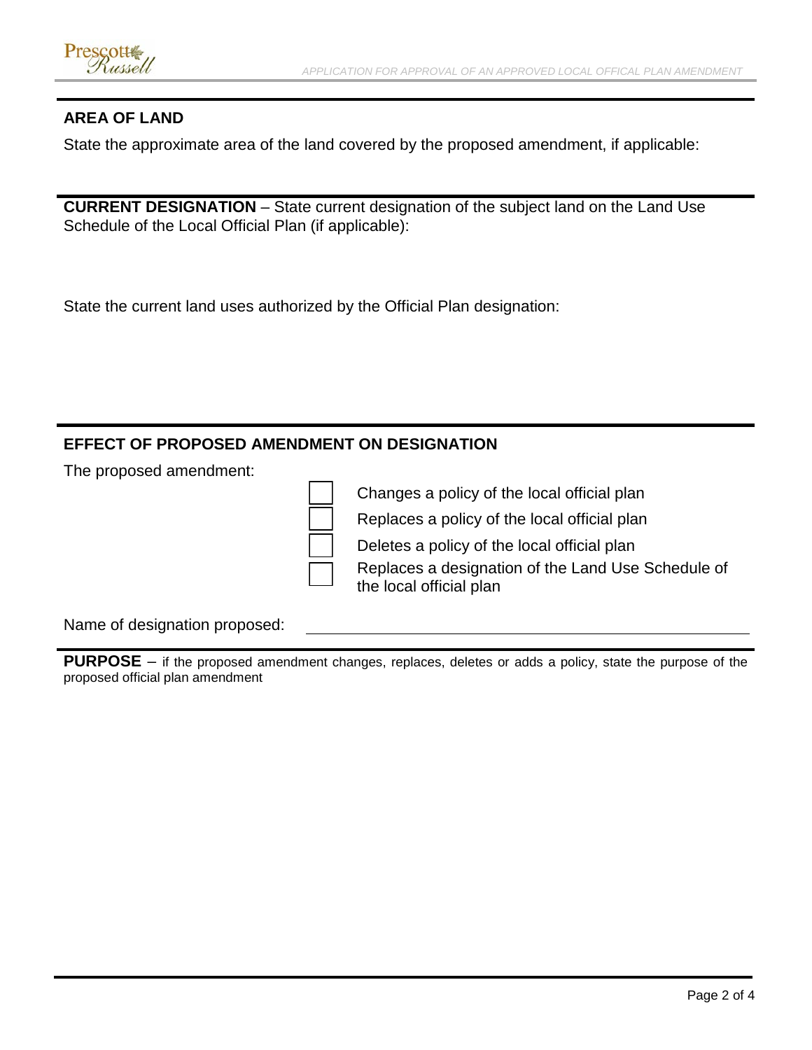## AREA OF LAND

State the approximate area of the land covered by the proposed amendment, if applicable:

**CURRENT DESIGNATION** – State current designation of the subject land on the Land Use Schedule of the Local Official Plan (if applicable):

State the current land uses authorized by the Official Plan designation:

## EFFECT OF PROPOSED AMENDMENT ON DESIGNATION

The proposed amendment:

- ☐ Changes a policy of the local official plan
- ☐ Replaces a policy of the local official plan
- ☐ Deletes a policy of the local official plan
- ☐ Replaces a designation of the Land Use Schedule of the local official plan

Name of designation proposed: ______________________________

**PURPOSE** – if the proposed amendment changes, replaces, deletes or adds a policy, state the purpose of the proposed official plan amendment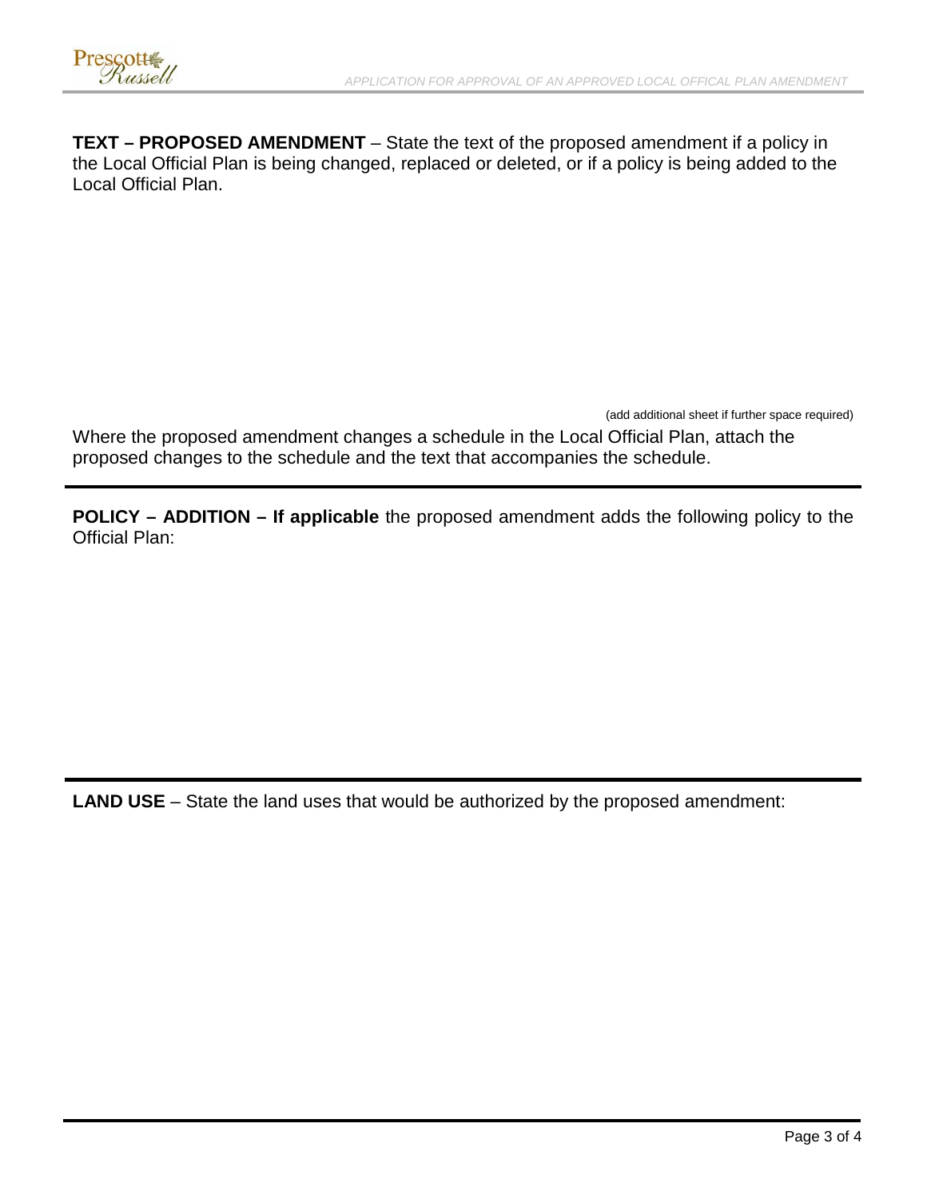**TEXT – PROPOSED AMENDMENT** – State the text of the proposed amendment if a policy in the Local Official Plan is being changed, replaced or deleted, or if a policy is being added to the Local Official Plan.

(add additional sheet if further space required)

Where the proposed amendment changes a schedule in the Local Official Plan, attach the proposed changes to the schedule and the text that accompanies the schedule.

---

**POLICY – ADDITION – If applicable** the proposed amendment adds the following policy to the Official Plan:

---

**LAND USE** – State the land uses that would be authorized by the proposed amendment: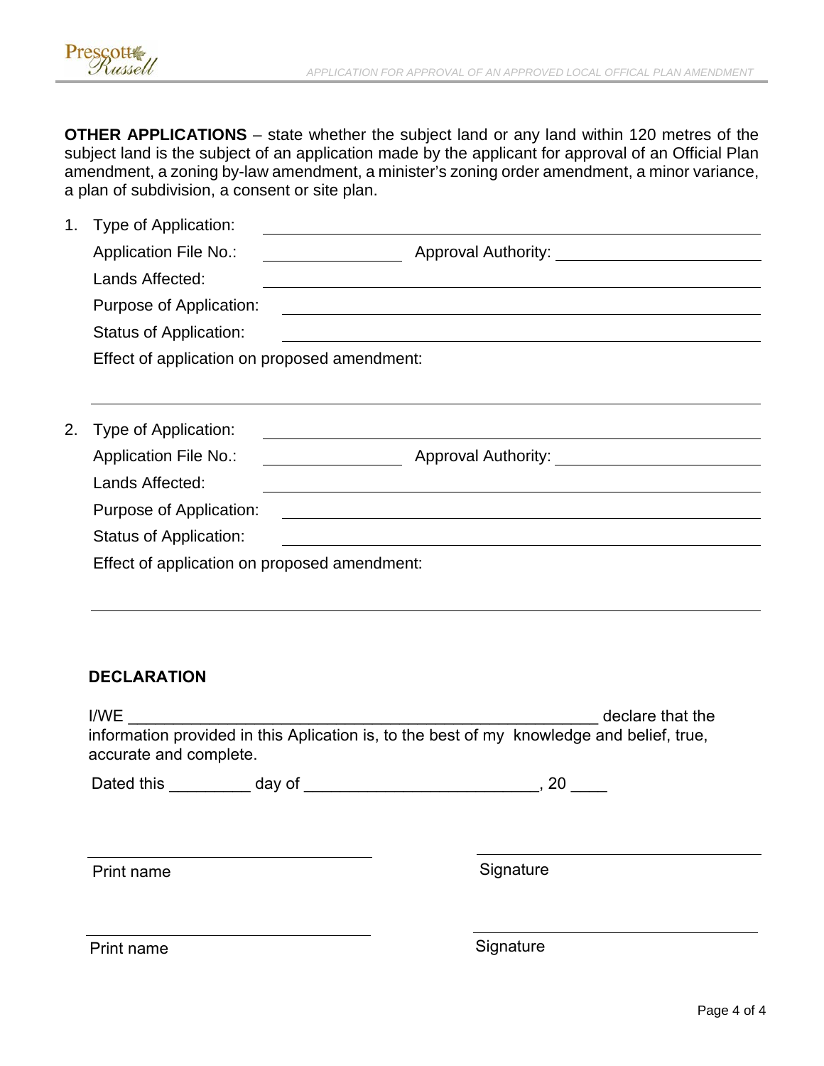**OTHER APPLICATIONS** – state whether the subject land or any land within 120 metres of the subject land is the subject of an application made by the applicant for approval of an Official Plan amendment, a zoning by-law amendment, a minister's zoning order amendment, a minor variance, a plan of subdivision, a consent or site plan.

1. Type of Application: ______________________________

   Application File No.: ____________ Approval Authority: ____________________

   Lands Affected: ______________________________

   Purpose of Application: ______________________________

   Status of Application: ______________________________

   Effect of application on proposed amendment:

   ______________________________

2. Type of Application: ______________________________

   Application File No.: ____________ Approval Authority: ____________________

   Lands Affected: ______________________________

   Purpose of Application: ______________________________

   Status of Application: ______________________________

   Effect of application on proposed amendment:

   ______________________________

## DECLARATION

I/WE ___________________________________________________ declare that the information provided in this Aplication is, to the best of my knowledge and belief, true, accurate and complete.

Dated this _________ day of _________________________, 20 ____

______________________________ ______________________________

Print name Signature

______________________________ ______________________________

Print name Signature